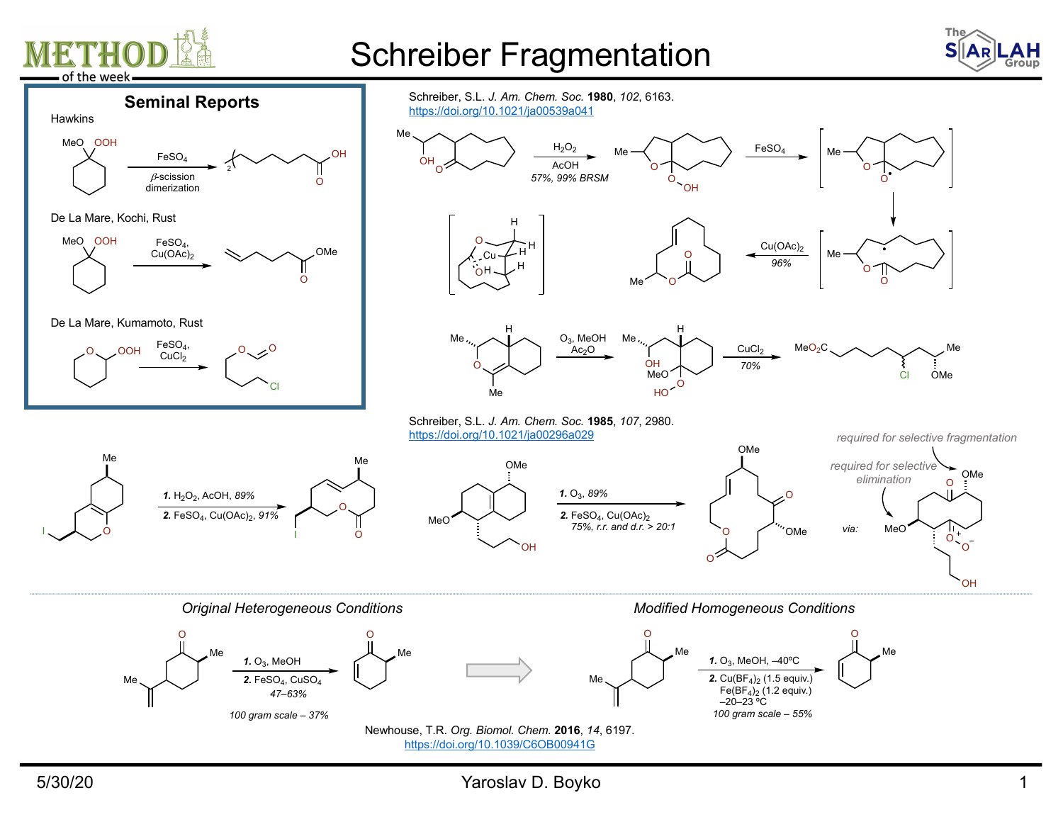# Schreiber Fragmentation

## Seminal Reports

**Hawkins**

$FeSO_4$; β-scission dimerization

**De La Mare, Kochi, Rust**

$FeSO_4$, $Cu(OAc)_2$

**De La Mare, Kumamoto, Rust**

$FeSO_4$, $CuCl_2$

---

Schreiber, S.L. *J. Am. Chem. Soc.* **1980**, *102*, 6163.
https://doi.org/10.1021/ja00539a041

$H_2O_2$, AcOH — 57%, 99% BRSM

$FeSO_4$

$Cu(OAc)_2$ — 96%

$O_3$, MeOH, $Ac_2O$

$CuCl_2$ — 70%

Schreiber, S.L. *J. Am. Chem. Soc.* **1985**, *107*, 2980.
https://doi.org/10.1021/ja00296a029

1. $H_2O_2$, AcOH, 89%
2. $FeSO_4$, $Cu(OAc)_2$, 91%

1. $O_3$, 89%
2. $FeSO_4$, $Cu(OAc)_2$ — 75%, r.r. and d.r. > 20:1

via: *required for selective fragmentation*; *required for selective elimination*

---

*Original Heterogeneous Conditions*

1. $O_3$, MeOH
2. $FeSO_4$, $CuSO_4$ — 47–63%

*100 gram scale – 37%*

*Modified Homogeneous Conditions*

1. $O_3$, MeOH, –40ºC
2. $Cu(BF_4)_2$ (1.5 equiv.), $Fe(BF_4)_2$ (1.2 equiv.), –20–23 ºC

*100 gram scale – 55%*

Newhouse, T.R. *Org. Biomol. Chem.* **2016**, *14*, 6197.
https://doi.org/10.1039/C6OB00941G

5/30/20 — Yaroslav D. Boyko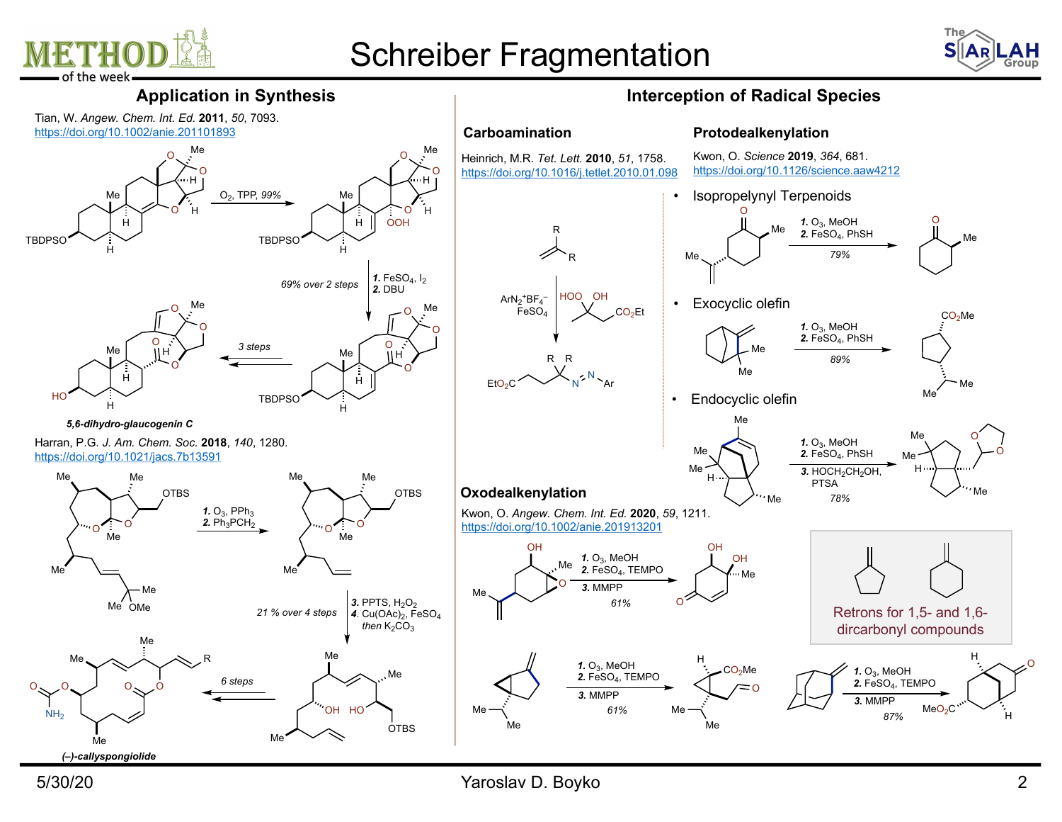# Schreiber Fragmentation

## Application in Synthesis

Tian, W. *Angew. Chem. Int. Ed.* **2011**, *50*, 7093.
https://doi.org/10.1002/anie.201101893

$O_2$, TPP, 99%

TBDPSO

OOH

69% over 2 steps

*1.* $FeSO_4$, $I_2$
*2.* DBU

3 steps

HO

**5,6-dihydro-glaucogenin C**

Harran, P.G. *J. Am. Chem. Soc.* **2018**, *140*, 1280.
https://doi.org/10.1021/jacs.7b13591

*1.* $O_3$, $PPh_3$
*2.* $Ph_3PCH_2$

OTBS

OMe

21 % over 4 steps

*3.* PPTS, $H_2O_2$
*4.* $Cu(OAc)_2$, $FeSO_4$ *then* $K_2CO_3$

6 steps

$NH_2$

**(–)-callyspongiolide**

## Interception of Radical Species

### Carboamination

Heinrich, M.R. *Tet. Lett.* **2010**, *51*, 1758.
https://doi.org/10.1016/j.tetlet.2010.01.098

$ArN_2^+BF_4^-$
$FeSO_4$

HOO OH $CO_2Et$

$EtO_2C$

### Protodealkenylation

Kwon, O. *Science* **2019**, *364*, 681.
https://doi.org/10.1126/science.aaw4212

- Isopropelynyl Terpenoids

*1.* $O_3$, MeOH
*2.* $FeSO_4$, PhSH
79%

- Exocyclic olefin

*1.* $O_3$, MeOH
*2.* $FeSO_4$, PhSH
89%

$CO_2Me$

- Endocyclic olefin

*1.* $O_3$, MeOH
*2.* $FeSO_4$, PhSH
*3.* $HOCH_2CH_2OH$, PTSA
78%

### Oxodealkenylation

Kwon, O. *Angew. Chem. Int. Ed.* **2020**, *59*, 1211.
https://doi.org/10.1002/anie.201913201

*1.* $O_3$, MeOH
*2.* $FeSO_4$, TEMPO
*3.* MMPP
61%

*1.* $O_3$, MeOH
*2.* $FeSO_4$, TEMPO
*3.* MMPP
61%

$CO_2Me$

*1.* $O_3$, MeOH
*2.* $FeSO_4$, TEMPO
*3.* MMPP
87%

$MeO_2C$

Retrons for 1,5- and 1,6-dircarbonyl compounds